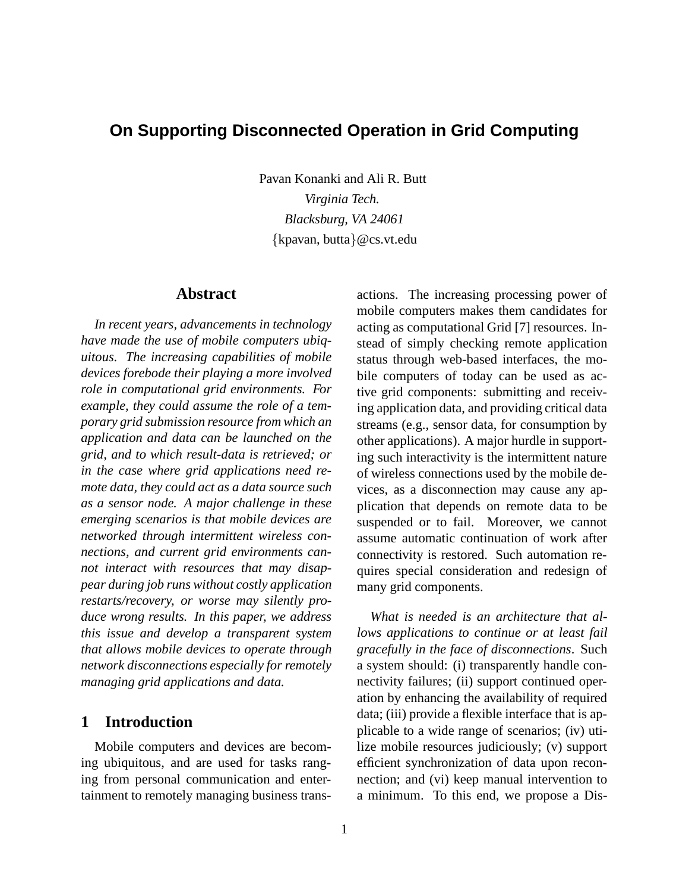# On Supporting Disconnected Operation in Grid Computing

Pavan Konanki and Ali R. Butt

*Virginia Tech.*
*Blacksburg, VA 24061*
{kpavan, butta}@cs.vt.edu

## Abstract

*In recent years, advancements in technology have made the use of mobile computers ubiquitous. The increasing capabilities of mobile devices forebode their playing a more involved role in computational grid environments. For example, they could assume the role of a temporary grid submission resource from which an application and data can be launched on the grid, and to which result-data is retrieved; or in the case where grid applications need remote data, they could act as a data source such as a sensor node. A major challenge in these emerging scenarios is that mobile devices are networked through intermittent wireless connections, and current grid environments cannot interact with resources that may disappear during job runs without costly application restarts/recovery, or worse may silently produce wrong results. In this paper, we address this issue and develop a transparent system that allows mobile devices to operate through network disconnections especially for remotely managing grid applications and data.*

## 1 Introduction

Mobile computers and devices are becoming ubiquitous, and are used for tasks ranging from personal communication and entertainment to remotely managing business transactions. The increasing processing power of mobile computers makes them candidates for acting as computational Grid [7] resources. Instead of simply checking remote application status through web-based interfaces, the mobile computers of today can be used as active grid components: submitting and receiving application data, and providing critical data streams (e.g., sensor data, for consumption by other applications). A major hurdle in supporting such interactivity is the intermittent nature of wireless connections used by the mobile devices, as a disconnection may cause any application that depends on remote data to be suspended or to fail. Moreover, we cannot assume automatic continuation of work after connectivity is restored. Such automation requires special consideration and redesign of many grid components.

*What is needed is an architecture that allows applications to continue or at least fail gracefully in the face of disconnections*. Such a system should: (i) transparently handle connectivity failures; (ii) support continued operation by enhancing the availability of required data; (iii) provide a flexible interface that is applicable to a wide range of scenarios; (iv) utilize mobile resources judiciously; (v) support efficient synchronization of data upon reconnection; and (vi) keep manual intervention to a minimum. To this end, we propose a Dis-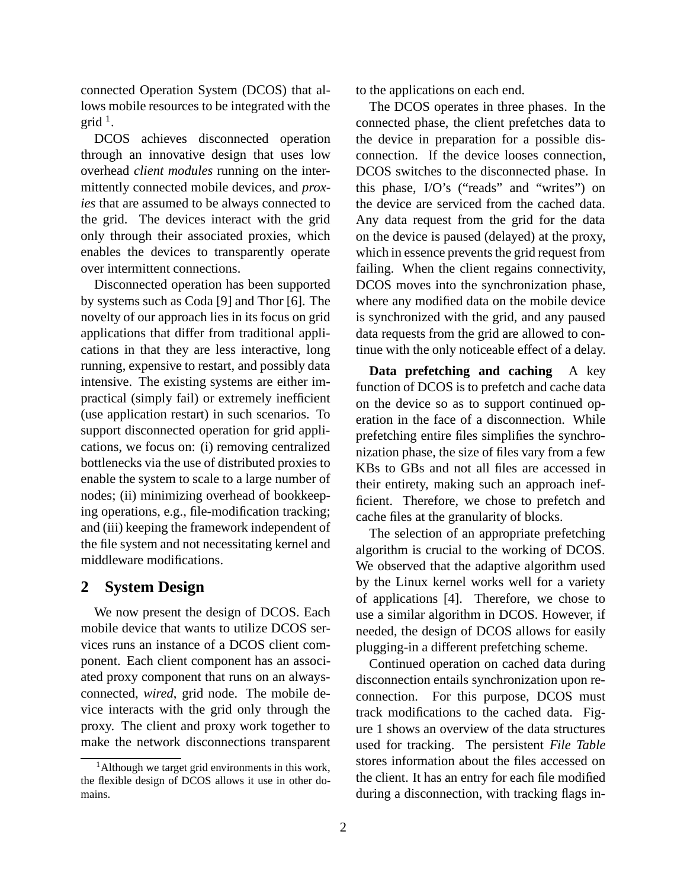connected Operation System (DCOS) that allows mobile resources to be integrated with the grid [1].

DCOS achieves disconnected operation through an innovative design that uses low overhead *client modules* running on the intermittently connected mobile devices, and *proxies* that are assumed to be always connected to the grid. The devices interact with the grid only through their associated proxies, which enables the devices to transparently operate over intermittent connections.

Disconnected operation has been supported by systems such as Coda [9] and Thor [6]. The novelty of our approach lies in its focus on grid applications that differ from traditional applications in that they are less interactive, long running, expensive to restart, and possibly data intensive. The existing systems are either impractical (simply fail) or extremely inefficient (use application restart) in such scenarios. To support disconnected operation for grid applications, we focus on: (i) removing centralized bottlenecks via the use of distributed proxies to enable the system to scale to a large number of nodes; (ii) minimizing overhead of bookkeeping operations, e.g., file-modification tracking; and (iii) keeping the framework independent of the file system and not necessitating kernel and middleware modifications.

## 2 System Design

We now present the design of DCOS. Each mobile device that wants to utilize DCOS services runs an instance of a DCOS client component. Each client component has an associated proxy component that runs on an always-connected, *wired*, grid node. The mobile device interacts with the grid only through the proxy. The client and proxy work together to make the network disconnections transparent to the applications on each end.

The DCOS operates in three phases. In the connected phase, the client prefetches data to the device in preparation for a possible disconnection. If the device looses connection, DCOS switches to the disconnected phase. In this phase, I/O's ("reads" and "writes") on the device are serviced from the cached data. Any data request from the grid for the data on the device is paused (delayed) at the proxy, which in essence prevents the grid request from failing. When the client regains connectivity, DCOS moves into the synchronization phase, where any modified data on the mobile device is synchronized with the grid, and any paused data requests from the grid are allowed to continue with the only noticeable effect of a delay.

**Data prefetching and caching** A key function of DCOS is to prefetch and cache data on the device so as to support continued operation in the face of a disconnection. While prefetching entire files simplifies the synchronization phase, the size of files vary from a few KBs to GBs and not all files are accessed in their entirety, making such an approach inefficient. Therefore, we chose to prefetch and cache files at the granularity of blocks.

The selection of an appropriate prefetching algorithm is crucial to the working of DCOS. We observed that the adaptive algorithm used by the Linux kernel works well for a variety of applications [4]. Therefore, we chose to use a similar algorithm in DCOS. However, if needed, the design of DCOS allows for easily plugging-in a different prefetching scheme.

Continued operation on cached data during disconnection entails synchronization upon reconnection. For this purpose, DCOS must track modifications to the cached data. Figure 1 shows an overview of the data structures used for tracking. The persistent *File Table* stores information about the files accessed on the client. It has an entry for each file modified during a disconnection, with tracking flags in-

[1] Although we target grid environments in this work, the flexible design of DCOS allows it use in other domains.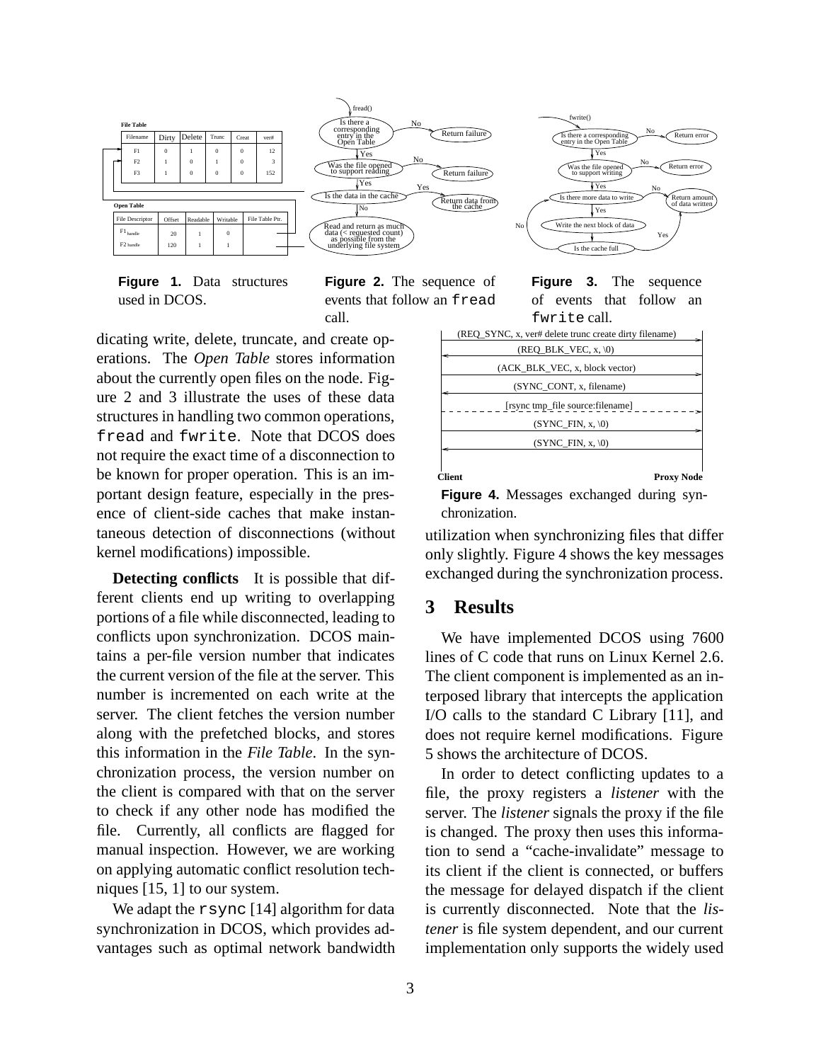**File Table**

| Filename | Dirty | Delete | Trunc | Creat | ver# |
|---|---|---|---|---|---|
| F1 | 0 | 1 | 0 | 0 | 12 |
| F2 | 1 | 0 | 1 | 0 | 3 |
| F3 | 1 | 0 | 0 | 0 | 152 |

**Open Table**

| File Descriptor | Offset | Readable | Writable | File Table Ptr. |
|---|---|---|---|---|
| $F1_{handle}$ | 20 | 1 | 0 | |
| $F2_{handle}$ | 120 | 1 | 1 | |

**Figure 1.** Data structures used in DCOS.

**Figure 2.** The sequence of events that follow an `fread` call.

**Figure 3.** The sequence of events that follow an `fwrite` call.

dicating write, delete, truncate, and create operations. The *Open Table* stores information about the currently open files on the node. Figure 2 and 3 illustrate the uses of these data structures in handling two common operations, `fread` and `fwrite`. Note that DCOS does not require the exact time of a disconnection to be known for proper operation. This is an important design feature, especially in the presence of client-side caches that make instantaneous detection of disconnections (without kernel modifications) impossible.

**Detecting conflicts** It is possible that different clients end up writing to overlapping portions of a file while disconnected, leading to conflicts upon synchronization. DCOS maintains a per-file version number that indicates the current version of the file at the server. This number is incremented on each write at the server. The client fetches the version number along with the prefetched blocks, and stores this information in the *File Table*. In the synchronization process, the version number on the client is compared with that on the server to check if any other node has modified the file. Currently, all conflicts are flagged for manual inspection. However, we are working on applying automatic conflict resolution techniques [15, 1] to our system.

We adapt the `rsync` [14] algorithm for data synchronization in DCOS, which provides advantages such as optimal network bandwidth utilization when synchronizing files that differ only slightly. Figure 4 shows the key messages exchanged during the synchronization process.

**Figure 4.** Messages exchanged during synchronization.

## 3 Results

We have implemented DCOS using 7600 lines of C code that runs on Linux Kernel 2.6. The client component is implemented as an interposed library that intercepts the application I/O calls to the standard C Library [11], and does not require kernel modifications. Figure 5 shows the architecture of DCOS.

In order to detect conflicting updates to a file, the proxy registers a *listener* with the server. The *listener* signals the proxy if the file is changed. The proxy then uses this information to send a "cache-invalidate" message to its client if the client is connected, or buffers the message for delayed dispatch if the client is currently disconnected. Note that the *listener* is file system dependent, and our current implementation only supports the widely used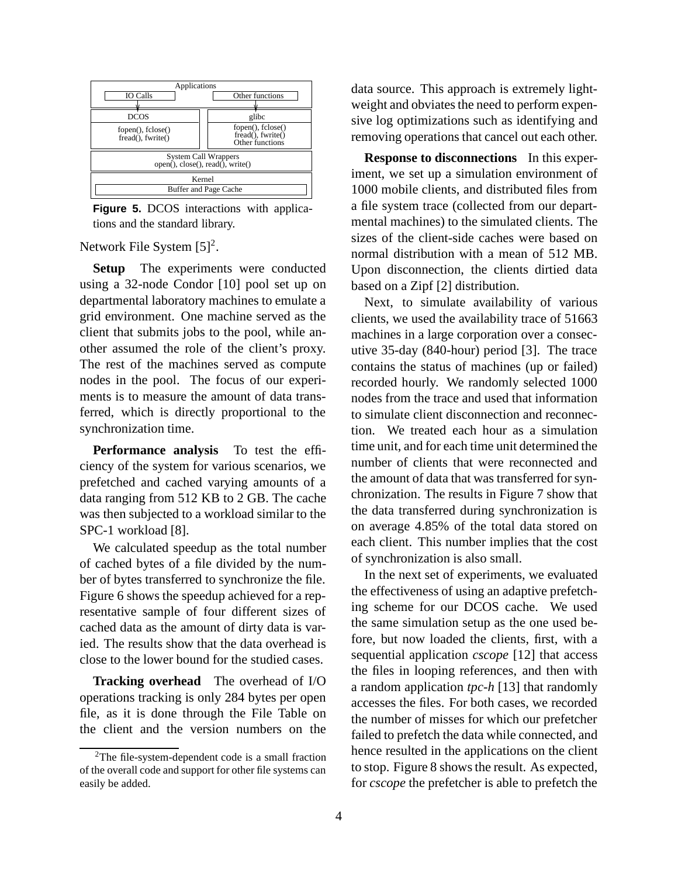| Applications | |
|---|---|
| IO Calls | Other functions |
| DCOS | glibc |
| fopen(), fclose() fread(), fwrite() | fopen(), fclose() fread(), fwrite() Other functions |
| System Call Wrappers open(), close(), read(), write() | |
| Kernel Buffer and Page Cache | |

**Figure 5.** DCOS interactions with applications and the standard library.

Network File System [5][2].

**Setup** The experiments were conducted using a 32-node Condor [10] pool set up on departmental laboratory machines to emulate a grid environment. One machine served as the client that submits jobs to the pool, while another assumed the role of the client's proxy. The rest of the machines served as compute nodes in the pool. The focus of our experiments is to measure the amount of data transferred, which is directly proportional to the synchronization time.

**Performance analysis** To test the efficiency of the system for various scenarios, we prefetched and cached varying amounts of a data ranging from 512 KB to 2 GB. The cache was then subjected to a workload similar to the SPC-1 workload [8].

We calculated speedup as the total number of cached bytes of a file divided by the number of bytes transferred to synchronize the file. Figure 6 shows the speedup achieved for a representative sample of four different sizes of cached data as the amount of dirty data is varied. The results show that the data overhead is close to the lower bound for the studied cases.

**Tracking overhead** The overhead of I/O operations tracking is only 284 bytes per open file, as it is done through the File Table on the client and the version numbers on the data source. This approach is extremely lightweight and obviates the need to perform expensive log optimizations such as identifying and removing operations that cancel out each other.

**Response to disconnections** In this experiment, we set up a simulation environment of 1000 mobile clients, and distributed files from a file system trace (collected from our departmental machines) to the simulated clients. The sizes of the client-side caches were based on normal distribution with a mean of 512 MB. Upon disconnection, the clients dirtied data based on a Zipf [2] distribution.

Next, to simulate availability of various clients, we used the availability trace of 51663 machines in a large corporation over a consecutive 35-day (840-hour) period [3]. The trace contains the status of machines (up or failed) recorded hourly. We randomly selected 1000 nodes from the trace and used that information to simulate client disconnection and reconnection. We treated each hour as a simulation time unit, and for each time unit determined the number of clients that were reconnected and the amount of data that was transferred for synchronization. The results in Figure 7 show that the data transferred during synchronization is on average 4.85% of the total data stored on each client. This number implies that the cost of synchronization is also small.

In the next set of experiments, we evaluated the effectiveness of using an adaptive prefetching scheme for our DCOS cache. We used the same simulation setup as the one used before, but now loaded the clients, first, with a sequential application *cscope* [12] that access the files in looping references, and then with a random application *tpc-h* [13] that randomly accesses the files. For both cases, we recorded the number of misses for which our prefetcher failed to prefetch the data while connected, and hence resulted in the applications on the client to stop. Figure 8 shows the result. As expected, for *cscope* the prefetcher is able to prefetch the

[2] The file-system-dependent code is a small fraction of the overall code and support for other file systems can easily be added.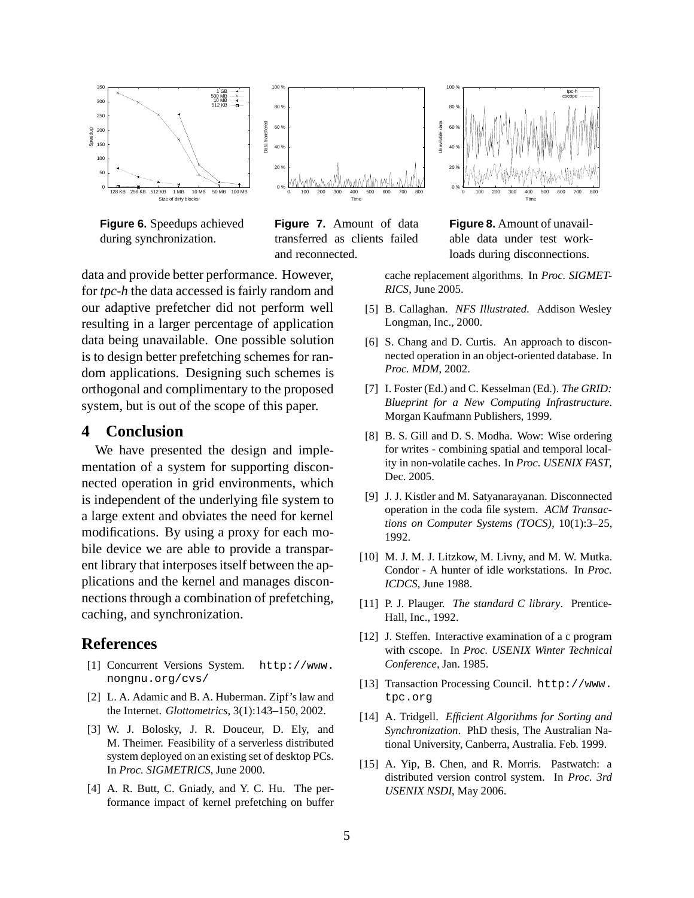350
300
250
200
150
100
50
0
Speedup
128 KB 256 KB 512 KB 1 MB 10 MB 50 MB 100 MB
Size of dirty blocks
1 GB
500 MB
10 MB
512 KB

**Figure 6.** Speedups achieved during synchronization.

100 %
80 %
60 %
40 %
20 %
0 %
Data transfered
0 100 200 300 400 500 600 700 800
Time

**Figure 7.** Amount of data transferred as clients failed and reconnected.

100 %
80 %
60 %
40 %
20 %
0 %
Unavailable data
0 100 200 300 400 500 600 700 800
Time
tpc-h
cscope

**Figure 8.** Amount of unavailable data under test workloads during disconnections.

data and provide better performance. However, for *tpc-h* the data accessed is fairly random and our adaptive prefetcher did not perform well resulting in a larger percentage of application data being unavailable. One possible solution is to design better prefetching schemes for random applications. Designing such schemes is orthogonal and complimentary to the proposed system, but is out of the scope of this paper.

## 4 Conclusion

We have presented the design and implementation of a system for supporting disconnected operation in grid environments, which is independent of the underlying file system to a large extent and obviates the need for kernel modifications. By using a proxy for each mobile device we are able to provide a transparent library that interposes itself between the applications and the kernel and manages disconnections through a combination of prefetching, caching, and synchronization.

## References

[1] Concurrent Versions System. http://www.nongnu.org/cvs/

[2] L. A. Adamic and B. A. Huberman. Zipf's law and the Internet. *Glottometrics*, 3(1):143–150, 2002.

[3] W. J. Bolosky, J. R. Douceur, D. Ely, and M. Theimer. Feasibility of a serverless distributed system deployed on an existing set of desktop PCs. In *Proc. SIGMETRICS*, June 2000.

[4] A. R. Butt, C. Gniady, and Y. C. Hu. The performance impact of kernel prefetching on buffer cache replacement algorithms. In *Proc. SIGMETRICS*, June 2005.

[5] B. Callaghan. *NFS Illustrated*. Addison Wesley Longman, Inc., 2000.

[6] S. Chang and D. Curtis. An approach to disconnected operation in an object-oriented database. In *Proc. MDM*, 2002.

[7] I. Foster (Ed.) and C. Kesselman (Ed.). *The GRID: Blueprint for a New Computing Infrastructure*. Morgan Kaufmann Publishers, 1999.

[8] B. S. Gill and D. S. Modha. Wow: Wise ordering for writes - combining spatial and temporal locality in non-volatile caches. In *Proc. USENIX FAST*, Dec. 2005.

[9] J. J. Kistler and M. Satyanarayanan. Disconnected operation in the coda file system. *ACM Transactions on Computer Systems (TOCS)*, 10(1):3–25, 1992.

[10] M. J. M. J. Litzkow, M. Livny, and M. W. Mutka. Condor - A hunter of idle workstations. In *Proc. ICDCS*, June 1988.

[11] P. J. Plauger. *The standard C library*. Prentice-Hall, Inc., 1992.

[12] J. Steffen. Interactive examination of a c program with cscope. In *Proc. USENIX Winter Technical Conference*, Jan. 1985.

[13] Transaction Processing Council. http://www.tpc.org

[14] A. Tridgell. *Efficient Algorithms for Sorting and Synchronization*. PhD thesis, The Australian National University, Canberra, Australia. Feb. 1999.

[15] A. Yip, B. Chen, and R. Morris. Pastwatch: a distributed version control system. In *Proc. 3rd USENIX NSDI*, May 2006.